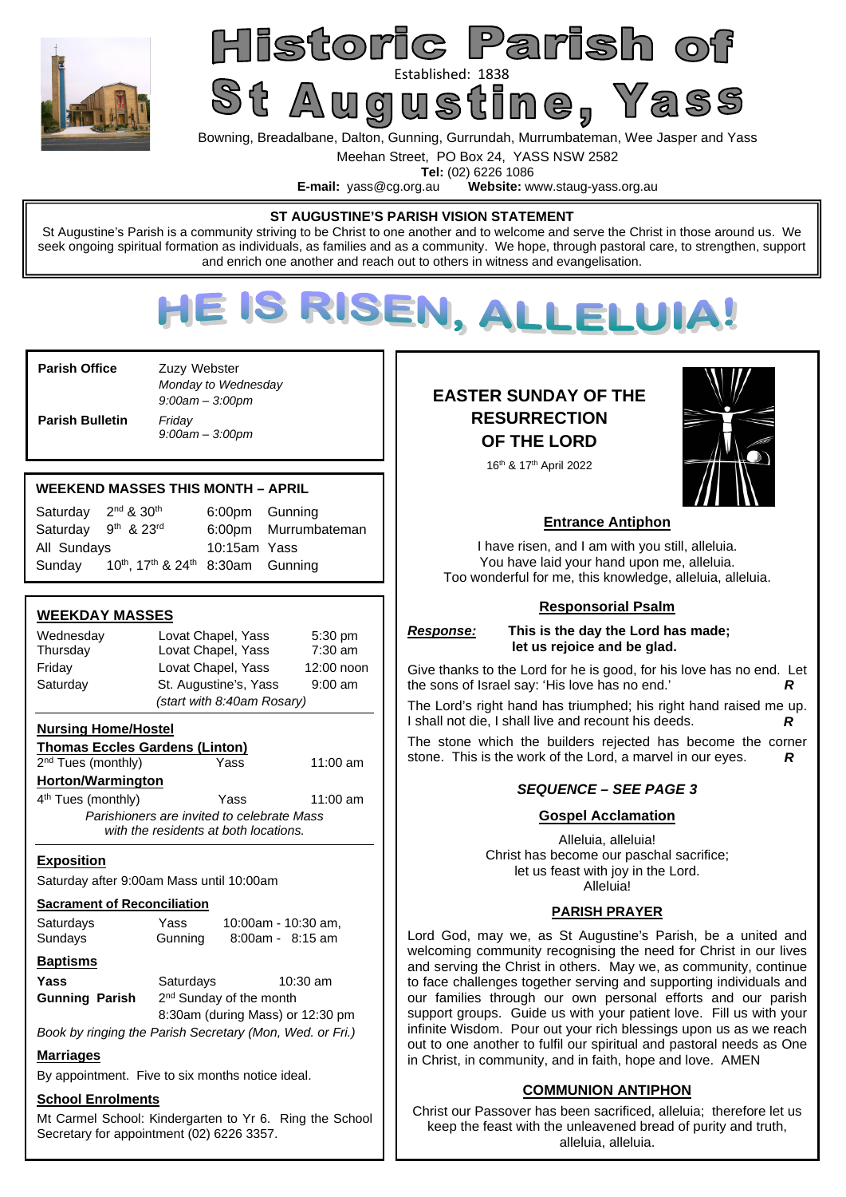# Historic Parish of St Augustine, Yass

Established: 1838

Bowning, Breadalbane, Dalton, Gunning, Gurrundah, Murrumbateman, Wee Jasper and Yass

Meehan Street, PO Box 24, YASS NSW 2582

**Tel:** (02) 6226 1086

**E-mail:** yass@cg.org.au **Website:** www.staug-yass.org.au

**ST AUGUSTINE'S PARISH VISION STATEMENT**

St Augustine's Parish is a community striving to be Christ to one another and to welcome and serve the Christ in those around us. We seek ongoing spiritual formation as individuals, as families and as a community. We hope, through pastoral care, to strengthen, support and enrich one another and reach out to others in witness and evangelisation.

# HE IS RISEN, ALLELUIA!

| | |
|---|---|
| **Parish Office** | Zuzy Webster<br>*Monday to Wednesday*<br>*9:00am – 3:00pm* |
| **Parish Bulletin** | *Friday*<br>*9:00am – 3:00pm* |

**WEEKEND MASSES THIS MONTH – APRIL**

| | | | |
|---|---|---|---|
| Saturday | 2nd & 30th | 6:00pm | Gunning |
| Saturday | 9th & 23rd | 6:00pm | Murrumbateman |
| All Sundays | | 10:15am | Yass |
| Sunday | 10th, 17th & 24th | 8:30am | Gunning |

**WEEKDAY MASSES**

| | | |
|---|---|---|
| Wednesday | Lovat Chapel, Yass | 5:30 pm |
| Thursday | Lovat Chapel, Yass | 7:30 am |
| Friday | Lovat Chapel, Yass | 12:00 noon |
| Saturday | St. Augustine's, Yass | 9:00 am |

*(start with 8:40am Rosary)*

**Nursing Home/Hostel**

**Thomas Eccles Gardens (Linton)**

2nd Tues (monthly) Yass 11:00 am

**Horton/Warmington**

4th Tues (monthly) Yass 11:00 am

*Parishioners are invited to celebrate Mass with the residents at both locations.*

**Exposition**

Saturday after 9:00am Mass until 10:00am

**Sacrament of Reconciliation**

| | | |
|---|---|---|
| Saturdays | Yass | 10:00am - 10:30 am, |
| Sundays | Gunning | 8:00am - 8:15 am |

**Baptisms**

**Yass** Saturdays 10:30 am

**Gunning Parish** 2nd Sunday of the month 8:30am (during Mass) or 12:30 pm

*Book by ringing the Parish Secretary (Mon, Wed. or Fri.)*

**Marriages**

By appointment. Five to six months notice ideal.

**School Enrolments**

Mt Carmel School: Kindergarten to Yr 6. Ring the School Secretary for appointment (02) 6226 3357.

## EASTER SUNDAY OF THE RESURRECTION OF THE LORD

16th & 17th April 2022

**Entrance Antiphon**

I have risen, and I am with you still, alleluia.
You have laid your hand upon me, alleluia.
Too wonderful for me, this knowledge, alleluia, alleluia.

**Responsorial Psalm**

***Response:*** **This is the day the Lord has made; let us rejoice and be glad.**

Give thanks to the Lord for he is good, for his love has no end. Let the sons of Israel say: 'His love has no end.' ***R***

The Lord's right hand has triumphed; his right hand raised me up. I shall not die, I shall live and recount his deeds. ***R***

The stone which the builders rejected has become the corner stone. This is the work of the Lord, a marvel in our eyes. ***R***

***SEQUENCE – SEE PAGE 3***

**Gospel Acclamation**

Alleluia, alleluia!
Christ has become our paschal sacrifice;
let us feast with joy in the Lord.
Alleluia!

**PARISH PRAYER**

Lord God, may we, as St Augustine's Parish, be a united and welcoming community recognising the need for Christ in our lives and serving the Christ in others. May we, as community, continue to face challenges together serving and supporting individuals and our families through our own personal efforts and our parish support groups. Guide us with your patient love. Fill us with your infinite Wisdom. Pour out your rich blessings upon us as we reach out to one another to fulfil our spiritual and pastoral needs as One in Christ, in community, and in faith, hope and love. AMEN

**COMMUNION ANTIPHON**

Christ our Passover has been sacrificed, alleluia; therefore let us keep the feast with the unleavened bread of purity and truth, alleluia, alleluia.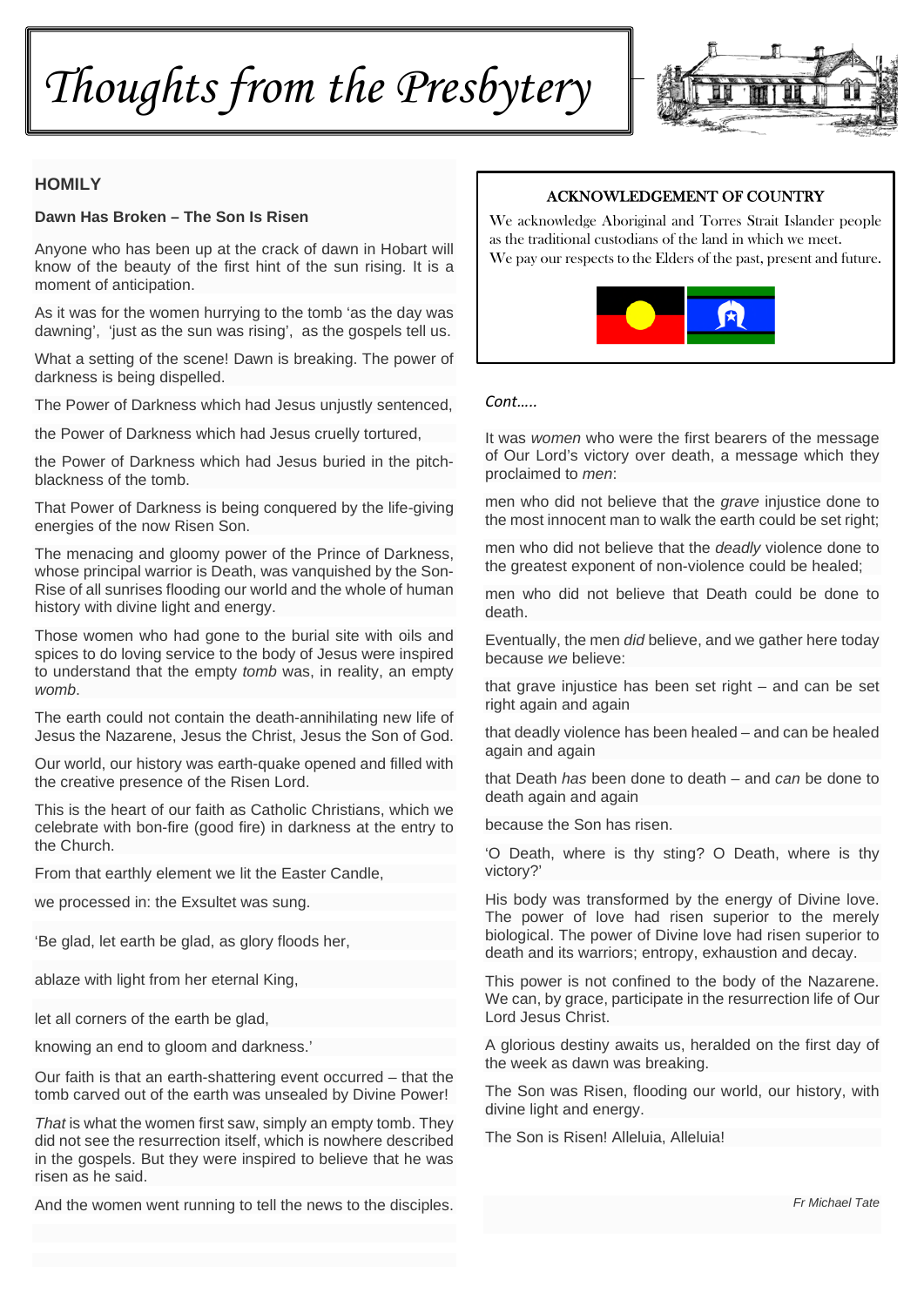# Thoughts from the Presbytery

## HOMILY

**Dawn Has Broken – The Son Is Risen**

Anyone who has been up at the crack of dawn in Hobart will know of the beauty of the first hint of the sun rising. It is a moment of anticipation.

As it was for the women hurrying to the tomb 'as the day was dawning', 'just as the sun was rising', as the gospels tell us.

What a setting of the scene! Dawn is breaking. The power of darkness is being dispelled.

The Power of Darkness which had Jesus unjustly sentenced,

the Power of Darkness which had Jesus cruelly tortured,

the Power of Darkness which had Jesus buried in the pitch-blackness of the tomb.

That Power of Darkness is being conquered by the life-giving energies of the now Risen Son.

The menacing and gloomy power of the Prince of Darkness, whose principal warrior is Death, was vanquished by the Son-Rise of all sunrises flooding our world and the whole of human history with divine light and energy.

Those women who had gone to the burial site with oils and spices to do loving service to the body of Jesus were inspired to understand that the empty *tomb* was, in reality, an empty *womb*.

The earth could not contain the death-annihilating new life of Jesus the Nazarene, Jesus the Christ, Jesus the Son of God.

Our world, our history was earth-quake opened and filled with the creative presence of the Risen Lord.

This is the heart of our faith as Catholic Christians, which we celebrate with bon-fire (good fire) in darkness at the entry to the Church.

From that earthly element we lit the Easter Candle,

we processed in: the Exsultet was sung.

'Be glad, let earth be glad, as glory floods her,

ablaze with light from her eternal King,

let all corners of the earth be glad,

knowing an end to gloom and darkness.'

Our faith is that an earth-shattering event occurred – that the tomb carved out of the earth was unsealed by Divine Power!

*That* is what the women first saw, simply an empty tomb. They did not see the resurrection itself, which is nowhere described in the gospels. But they were inspired to believe that he was risen as he said.

And the women went running to tell the news to the disciples.

### ACKNOWLEDGEMENT OF COUNTRY

We acknowledge Aboriginal and Torres Strait Islander people as the traditional custodians of the land in which we meet. We pay our respects to the Elders of the past, present and future.

*Cont…..*

It was *women* who were the first bearers of the message of Our Lord's victory over death, a message which they proclaimed to *men*:

men who did not believe that the *grave* injustice done to the most innocent man to walk the earth could be set right;

men who did not believe that the *deadly* violence done to the greatest exponent of non-violence could be healed;

men who did not believe that Death could be done to death.

Eventually, the men *did* believe, and we gather here today because *we* believe:

that grave injustice has been set right – and can be set right again and again

that deadly violence has been healed – and can be healed again and again

that Death *has* been done to death – and *can* be done to death again and again

because the Son has risen.

'O Death, where is thy sting? O Death, where is thy victory?'

His body was transformed by the energy of Divine love. The power of love had risen superior to the merely biological. The power of Divine love had risen superior to death and its warriors; entropy, exhaustion and decay.

This power is not confined to the body of the Nazarene. We can, by grace, participate in the resurrection life of Our Lord Jesus Christ.

A glorious destiny awaits us, heralded on the first day of the week as dawn was breaking.

The Son was Risen, flooding our world, our history, with divine light and energy.

The Son is Risen! Alleluia, Alleluia!

*Fr Michael Tate*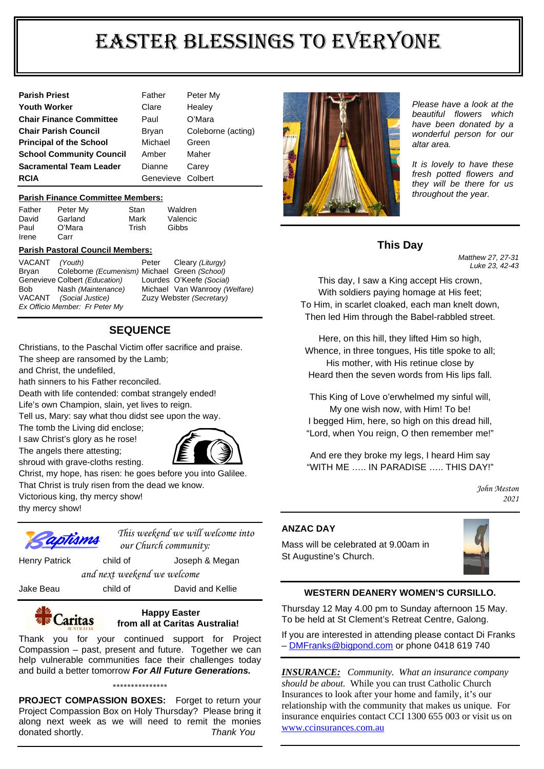# EASTER BLESSINGS TO EVERYONE

| | | |
|---|---|---|
| **Parish Priest** | Father | Peter My |
| **Youth Worker** | Clare | Healey |
| **Chair Finance Committee** | Paul | O'Mara |
| **Chair Parish Council** | Bryan | Coleborne (acting) |
| **Principal of the School** | Michael | Green |
| **School Community Council** | Amber | Maher |
| **Sacramental Team Leader** | Dianne | Carey |
| **RCIA** | Genevieve | Colbert |

**Parish Finance Committee Members:**

| | | | |
|---|---|---|---|
| Father | Peter My | Stan | Waldren |
| David | Garland | Mark | Valencic |
| Paul | O'Mara | Trish | Gibbs |
| Irene | Carr | | |

**Parish Pastoral Council Members:**

| | | | |
|---|---|---|---|
| VACANT | *(Youth)* | Peter | Cleary *(Liturgy)* |
| Bryan | Coleborne *(Ecumenism)* | Michael | Green *(School)* |
| Genevieve | Colbert *(Education)* | Lourdes | O'Keefe *(Social)* |
| Bob | Nash *(Maintenance)* | Michael | Van Wanrooy *(Welfare)* |
| VACANT | *(Social Justice)* | Zuzy | Webster *(Secretary)* |

*Ex Officio Member: Fr Peter My*

## SEQUENCE

Christians, to the Paschal Victim offer sacrifice and praise.
The sheep are ransomed by the Lamb;
and Christ, the undefiled,
hath sinners to his Father reconciled.
Death with life contended: combat strangely ended!
Life's own Champion, slain, yet lives to reign.
Tell us, Mary: say what thou didst see upon the way.
The tomb the Living did enclose;
I saw Christ's glory as he rose!
The angels there attesting;
shroud with grave-cloths resting.
Christ, my hope, has risen: he goes before you into Galilee.
That Christ is truly risen from the dead we know.
Victorious king, thy mercy show!
thy mercy show!

**Baptisms**

*This weekend we will welcome into our Church community:*

Henry Patrick child of Joseph & Megan

*and next weekend we welcome*

Jake Beau child of David and Kellie

**Caritas Australia**

**Happy Easter from all at Caritas Australia!**

Thank you for your continued support for Project Compassion – past, present and future. Together we can help vulnerable communities face their challenges today and build a better tomorrow ***For All Future Generations.***

\*\*\*\*\*\*\*\*\*\*\*\*\*\*\*

**PROJECT COMPASSION BOXES:** Forget to return your Project Compassion Box on Holy Thursday? Please bring it along next week as we will need to remit the monies donated shortly. *Thank You*

*Please have a look at the beautiful flowers which have been donated by a wonderful person for our altar area.*

*It is lovely to have these fresh potted flowers and they will be there for us throughout the year.*

## This Day

*Matthew 27, 27-31*
*Luke 23, 42-43*

This day, I saw a King accept His crown,
With soldiers paying homage at His feet;
To Him, in scarlet cloaked, each man knelt down,
Then led Him through the Babel-rabbled street.

Here, on this hill, they lifted Him so high,
Whence, in three tongues, His title spoke to all;
His mother, with His retinue close by
Heard then the seven words from His lips fall.

This King of Love o'erwhelmed my sinful will,
My one wish now, with Him! To be!
I begged Him, here, so high on this dread hill,
"Lord, when You reign, O then remember me!"

And ere they broke my legs, I heard Him say
"WITH ME ….. IN PARADISE ….. THIS DAY!"

*John Meston*
*2021*

### ANZAC DAY

Mass will be celebrated at 9.00am in St Augustine's Church.

### WESTERN DEANERY WOMEN'S CURSILLO.

Thursday 12 May 4.00 pm to Sunday afternoon 15 May. To be held at St Clement's Retreat Centre, Galong.

If you are interested in attending please contact Di Franks – DMFranks@bigpond.com or phone 0418 619 740

***INSURANCE:*** *Community. What an insurance company should be about.* While you can trust Catholic Church Insurances to look after your home and family, it's our relationship with the community that makes us unique. For insurance enquiries contact CCI 1300 655 003 or visit us on www.ccinsurances.com.au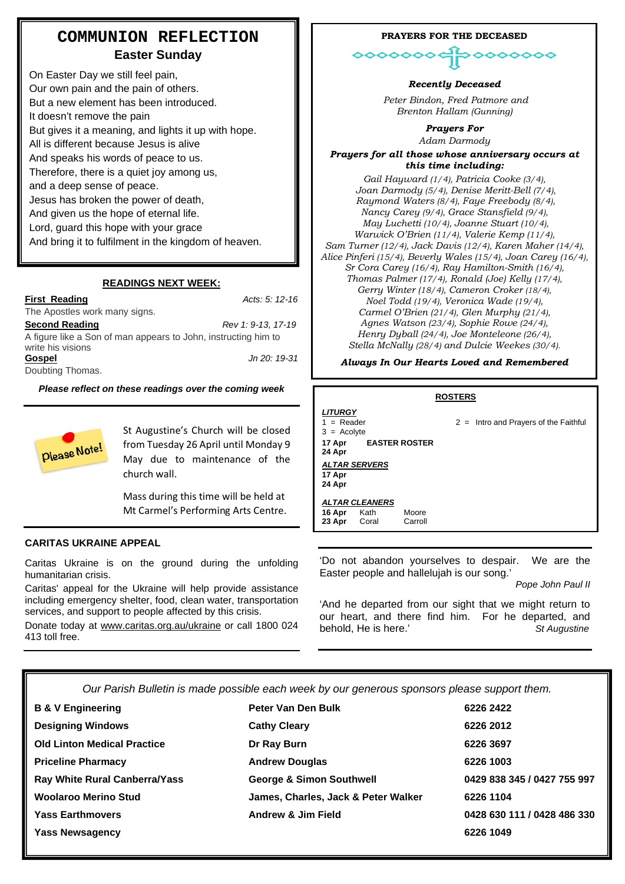# COMMUNION REFLECTION

## Easter Sunday

On Easter Day we still feel pain,
Our own pain and the pain of others.
But a new element has been introduced.
It doesn't remove the pain
But gives it a meaning, and lights it up with hope.
All is different because Jesus is alive
And speaks his words of peace to us.
Therefore, there is a quiet joy among us,
and a deep sense of peace.
Jesus has broken the power of death,
And given us the hope of eternal life.
Lord, guard this hope with your grace
And bring it to fulfilment in the kingdom of heaven.

## READINGS NEXT WEEK:

**First Reading** — *Acts: 5: 12-16*
The Apostles work many signs.

**Second Reading** — *Rev 1: 9-13, 17-19*
A figure like a Son of man appears to John, instructing him to write his visions

**Gospel** — *Jn 20: 19-31*
Doubting Thomas.

***Please reflect on these readings over the coming week***

Please Note!

St Augustine's Church will be closed from Tuesday 26 April until Monday 9 May due to maintenance of the church wall.

Mass during this time will be held at Mt Carmel's Performing Arts Centre.

## CARITAS UKRAINE APPEAL

Caritas Ukraine is on the ground during the unfolding humanitarian crisis.

Caritas' appeal for the Ukraine will help provide assistance including emergency shelter, food, clean water, transportation services, and support to people affected by this crisis.

Donate today at www.caritas.org.au/ukraine or call 1800 024 413 toll free.

## PRAYERS FOR THE DECEASED

***Recently Deceased***

*Peter Bindon, Fred Patmore and Brenton Hallam (Gunning)*

***Prayers For***

*Adam Darmody*

***Prayers for all those whose anniversary occurs at this time including:***

*Gail Hayward (1/4), Patricia Cooke (3/4), Joan Darmody (5/4), Denise Meritt-Bell (7/4), Raymond Waters (8/4), Faye Freebody (8/4), Nancy Carey (9/4), Grace Stansfield (9/4), May Luchetti (10/4), Joanne Stuart (10/4), Warwick O'Brien (11/4), Valerie Kemp (11/4), Sam Turner (12/4), Jack Davis (12/4), Karen Maher (14/4), Alice Pinferi (15/4), Beverly Wales (15/4), Joan Carey (16/4), Sr Cora Carey (16/4), Ray Hamilton-Smith (16/4), Thomas Palmer (17/4), Ronald (Joe) Kelly (17/4), Gerry Winter (18/4), Cameron Croker (18/4), Noel Todd (19/4), Veronica Wade (19/4), Carmel O'Brien (21/4), Glen Murphy (21/4), Agnes Watson (23/4), Sophie Rowe (24/4), Henry Dyball (24/4), Joe Monteleone (26/4), Stella McNally (28/4) and Dulcie Weekes (30/4).*

***Always In Our Hearts Loved and Remembered***

## ROSTERS

***LITURGY***

1 = Reader &nbsp;&nbsp;&nbsp; 2 = Intro and Prayers of the Faithful
3 = Acolyte

**17 Apr** &nbsp; **EASTER ROSTER**
**24 Apr**

***ALTAR SERVERS***

**17 Apr**
**24 Apr**

***ALTAR CLEANERS***

| | | |
|---|---|---|
| **16 Apr** | Kath | Moore |
| **23 Apr** | Coral | Carroll |

'Do not abandon yourselves to despair. We are the Easter people and hallelujah is our song.'
*Pope John Paul II*

'And he departed from our sight that we might return to our heart, and there find him. For he departed, and behold, He is here.'
*St Augustine*

*Our Parish Bulletin is made possible each week by our generous sponsors please support them.*

| | | |
|---|---|---|
| **B & V Engineering** | **Peter Van Den Bulk** | **6226 2422** |
| **Designing Windows** | **Cathy Cleary** | **6226 2012** |
| **Old Linton Medical Practice** | **Dr Ray Burn** | **6226 3697** |
| **Priceline Pharmacy** | **Andrew Douglas** | **6226 1003** |
| **Ray White Rural Canberra/Yass** | **George & Simon Southwell** | **0429 838 345 / 0427 755 997** |
| **Woolaroo Merino Stud** | **James, Charles, Jack & Peter Walker** | **6226 1104** |
| **Yass Earthmovers** | **Andrew & Jim Field** | **0428 630 111 / 0428 486 330** |
| **Yass Newsagency** | | **6226 1049** |